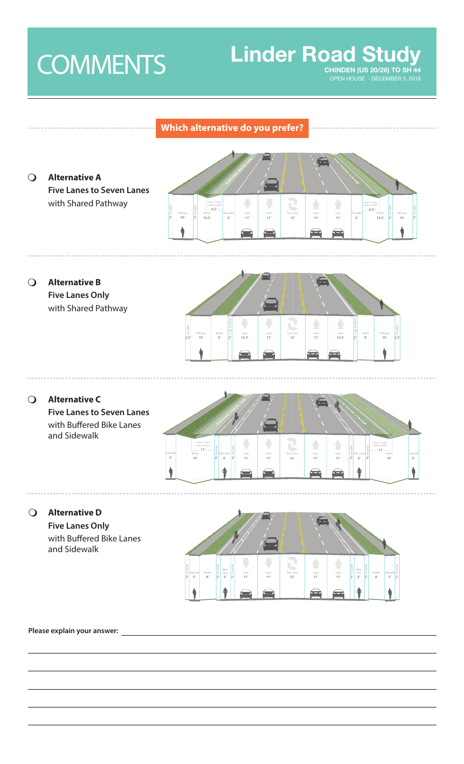# COMMENTS

# Linder Road Study

**CHINDEN (US 20/26) TO SH 44**

OPEN HOUSE - DECEMBER 3, 2018

## Which alternative do you prefer?

○ **Alternative A**
**Five Lanes to Seven Lanes**
with Shared Pathway

Shoulder 2' | Pathway 10' | Shoulder 2' | Future 7-Lane Curb & Gutter 8.5' | Buffer 14.5' | Shoulder 6' | Lane 11' | Lane 11' | Turn Lane 12' | Lane 11' | Lane 11' | Shoulder 6' | Future 7-Lane Curb & Gutter 8.5' | Buffer 14.5' | Shoulder 2' | Pathway 10' | Shoulder 2'

○ **Alternative B**
**Five Lanes Only**
with Shared Pathway

Shoulder 2.5' | Pathway 10' | Buffer 8' | Curb & Gutter 2' | Lane 12.5' | Lane 11' | Turn Lane 12' | Lane 11' | Lane 12.5' | Curb & Gutter 2' | Buffer 8' | Pathway 10' | Shoulder 2.5'

○ **Alternative C**
**Five Lanes to Seven Lanes**
with Buffered Bike Lanes and Sidewalk

Sidewalk 5' | Future 7-Lane Curb & Gutter 11' | Buffer 19' | Shoulder 2' | Bike Lane 6' | Shoulder 2' | Lane 11' | Lane 11' | Turn Lane 12' | Lane 11' | Lane 11' | Shoulder 2' | Bike Lane 6' | Shoulder 2' | Future 7-Lane Curb & Gutter 11' | Buffer 19' | Sidewalk 5'

○ **Alternative D**
**Five Lanes Only**
with Buffered Bike Lanes and Sidewalk

Shoulder 2' | Sidewalk 5' | Buffer 8' | Shoulder 2' | Bike Lane 6' | Shoulder 2' | Lane 11' | Lane 11' | Turn Lane 12' | Lane 11' | Lane 11' | Shoulder 2' | Bike Lane 6' | Shoulder 2' | Buffer 8' | Sidewalk 5' | Shoulder 2'

**Please explain your answer:** ______________________________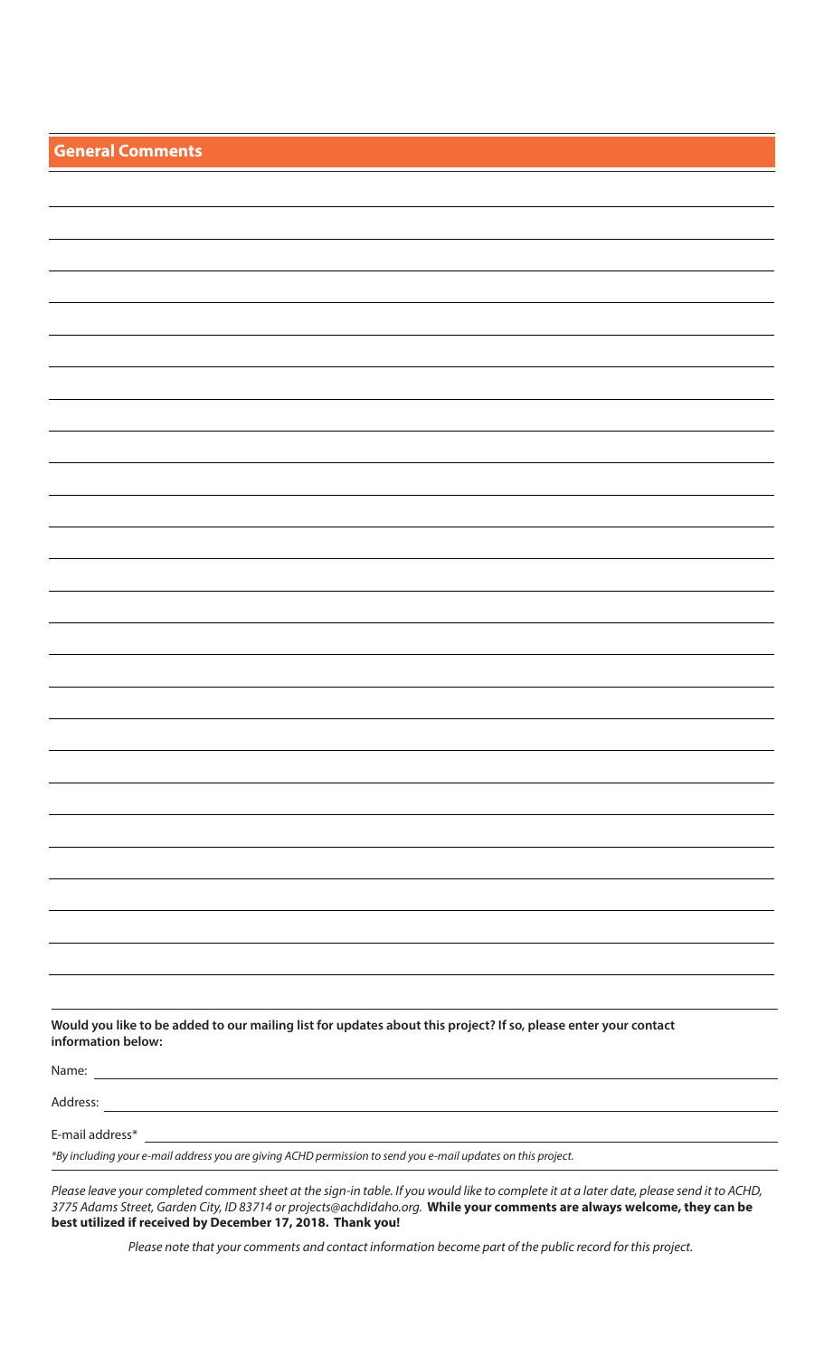## General Comments

**Would you like to be added to our mailing list for updates about this project? If so, please enter your contact information below:**

Name:

Address:

E-mail address*

*\*By including your e-mail address you are giving ACHD permission to send you e-mail updates on this project.*

*Please leave your completed comment sheet at the sign-in table. If you would like to complete it at a later date, please send it to ACHD, 3775 Adams Street, Garden City, ID 83714 or projects@achdidaho.org.* **While your comments are always welcome, they can be best utilized if received by December 17, 2018. Thank you!**

*Please note that your comments and contact information become part of the public record for this project.*